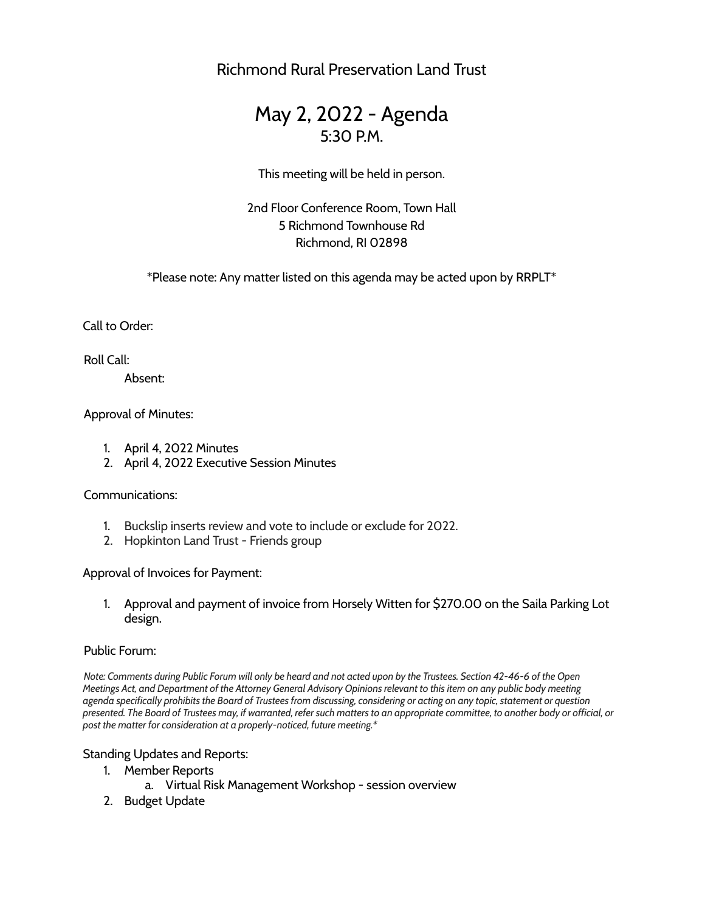Richmond Rural Preservation Land Trust

# May 2, 2022 - Agenda

## 5:30 P.M.

This meeting will be held in person.

2nd Floor Conference Room, Town Hall
5 Richmond Townhouse Rd
Richmond, RI 02898

*Please note: Any matter listed on this agenda may be acted upon by RRPLT*

Call to Order:

Roll Call:

Absent:

Approval of Minutes:

1. April 4, 2022 Minutes
2. April 4, 2022 Executive Session Minutes

Communications:

1. Buckslip inserts review and vote to include or exclude for 2022.
2. Hopkinton Land Trust - Friends group

Approval of Invoices for Payment:

1. Approval and payment of invoice from Horsely Witten for $270.00 on the Saila Parking Lot design.

Public Forum:

*Note: Comments during Public Forum will only be heard and not acted upon by the Trustees. Section 42-46-6 of the Open Meetings Act, and Department of the Attorney General Advisory Opinions relevant to this item on any public body meeting agenda specifically prohibits the Board of Trustees from discussing, considering or acting on any topic, statement or question presented. The Board of Trustees may, if warranted, refer such matters to an appropriate committee, to another body or official, or post the matter for consideration at a properly-noticed, future meeting.**

Standing Updates and Reports:

1. Member Reports
   a. Virtual Risk Management Workshop - session overview
2. Budget Update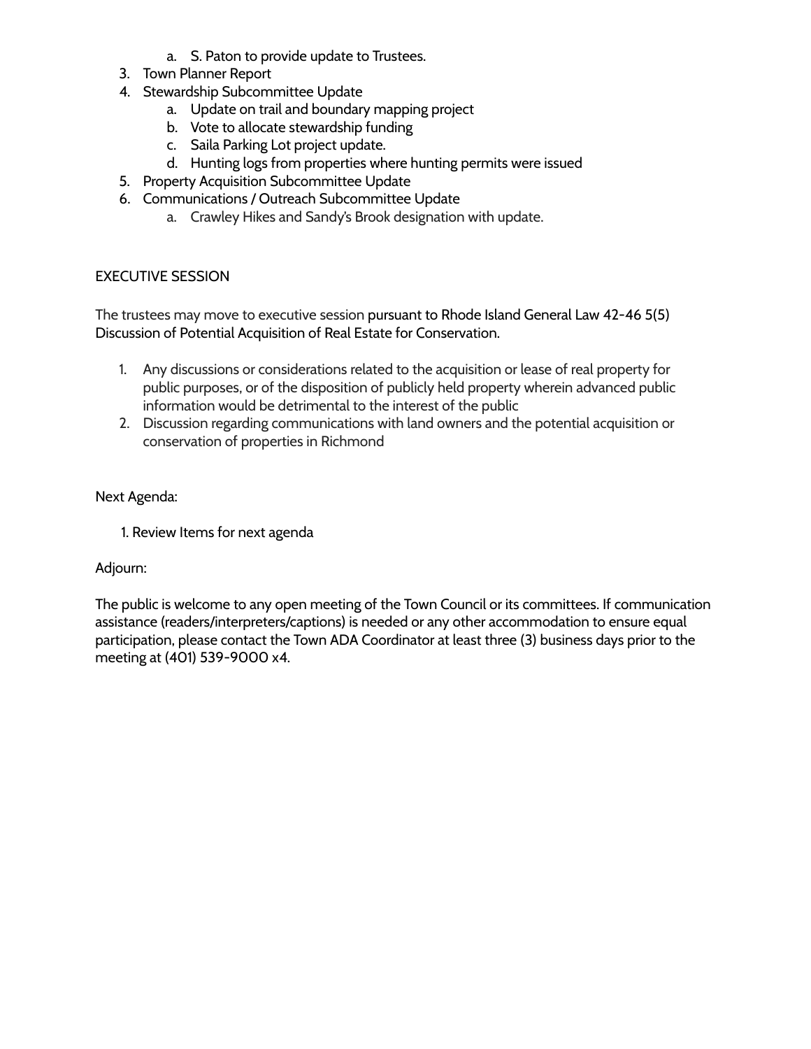a. S. Paton to provide update to Trustees.
3. Town Planner Report
4. Stewardship Subcommittee Update
   a. Update on trail and boundary mapping project
   b. Vote to allocate stewardship funding
   c. Saila Parking Lot project update.
   d. Hunting logs from properties where hunting permits were issued
5. Property Acquisition Subcommittee Update
6. Communications / Outreach Subcommittee Update
   a. Crawley Hikes and Sandy's Brook designation with update.

EXECUTIVE SESSION

The trustees may move to executive session pursuant to Rhode Island General Law 42-46 5(5) Discussion of Potential Acquisition of Real Estate for Conservation.

1. Any discussions or considerations related to the acquisition or lease of real property for public purposes, or of the disposition of publicly held property wherein advanced public information would be detrimental to the interest of the public
2. Discussion regarding communications with land owners and the potential acquisition or conservation of properties in Richmond

Next Agenda:

1. Review Items for next agenda

Adjourn:

The public is welcome to any open meeting of the Town Council or its committees. If communication assistance (readers/interpreters/captions) is needed or any other accommodation to ensure equal participation, please contact the Town ADA Coordinator at least three (3) business days prior to the meeting at (401) 539-9000 x4.